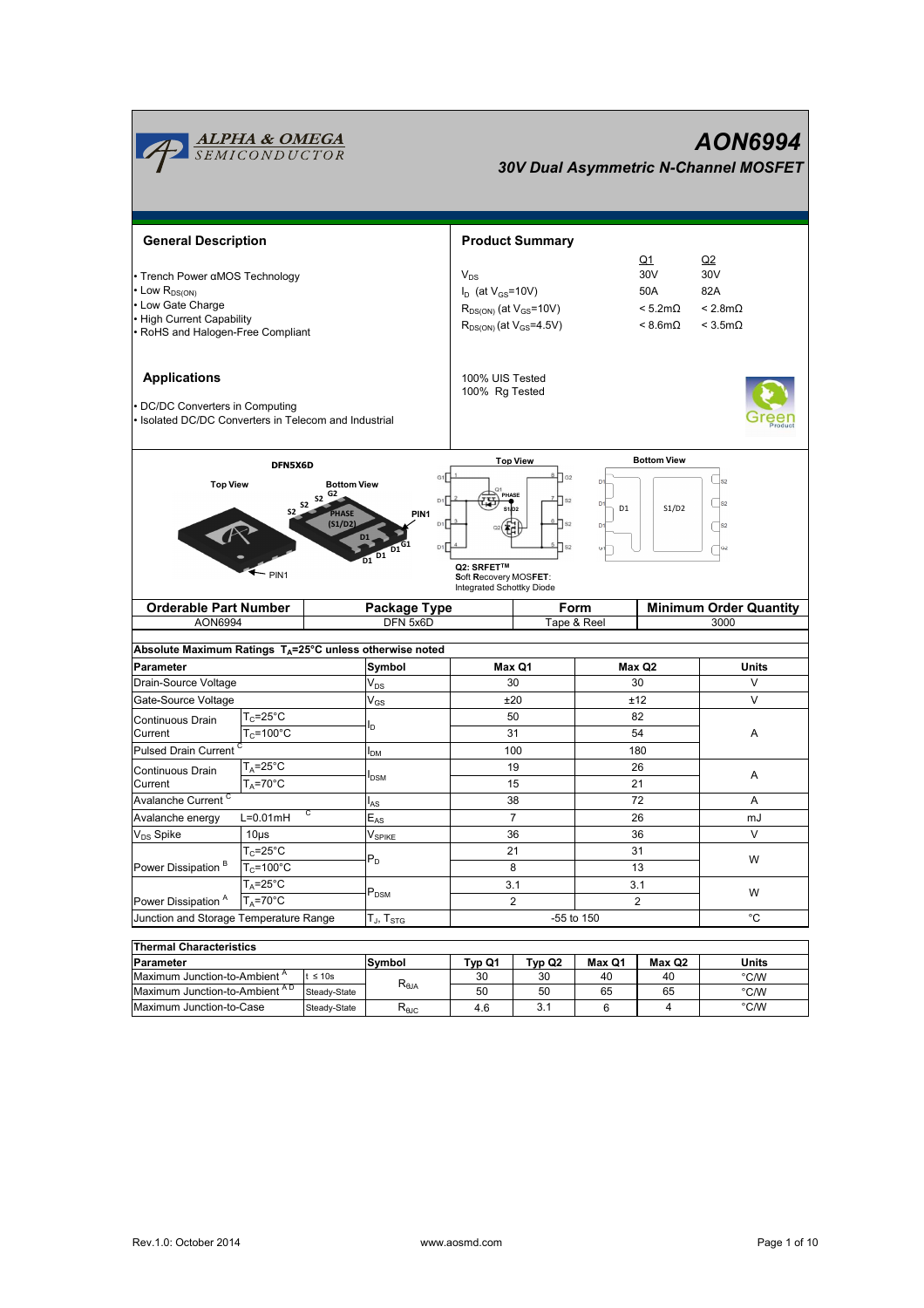# AON6994

## 30V Dual Asymmetric N-Channel MOSFET

### General Description

- Trench Power αMOS Technology
- Low $R_{DS(ON)}$
- Low Gate Charge
- High Current Capability
- RoHS and Halogen-Free Compliant

### Product Summary

| | Q1 | Q2 |
|---|---|---|
| $V_{DS}$ | 30V | 30V |
| $I_D$ (at $V_{GS}$=10V) | 50A | 82A |
| $R_{DS(ON)}$ (at $V_{GS}$=10V) | < 5.2mΩ | < 2.8mΩ |
| $R_{DS(ON)}$ (at $V_{GS}$=4.5V) | < 8.6mΩ | < 3.5mΩ |

100% UIS Tested
100% Rg Tested

### Applications

- DC/DC Converters in Computing
- Isolated DC/DC Converters in Telecom and Industrial

DFN5X6D

Top View / Bottom View

PIN1

Q2: SRFET™
**S**oft **R**ecovery MOS**FET**:
Integrated Schottky Diode

| Orderable Part Number | Package Type | Form | Minimum Order Quantity |
|---|---|---|---|
| AON6994 | DFN 5x6D | Tape & Reel | 3000 |

**Absolute Maximum Ratings $T_A$=25°C unless otherwise noted**

| Parameter | | Symbol | Max Q1 | Max Q2 | Units |
|---|---|---|---|---|---|
| Drain-Source Voltage | | $V_{DS}$ | 30 | 30 | V |
| Gate-Source Voltage | | $V_{GS}$ | ±20 | ±12 | V |
| Continuous Drain Current | $T_C$=25°C | $I_D$ | 50 | 82 | A |
| | $T_C$=100°C | | 31 | 54 | |
| Pulsed Drain Current [C] | | $I_{DM}$ | 100 | 180 | |
| Continuous Drain Current | $T_A$=25°C | $I_{DSM}$ | 19 | 26 | A |
| | $T_A$=70°C | | 15 | 21 | |
| Avalanche Current [C] | | $I_{AS}$ | 38 | 72 | A |
| Avalanche energy | L=0.01mH [C] | $E_{AS}$ | 7 | 26 | mJ |
| $V_{DS}$ Spike | 10µs | $V_{SPIKE}$ | 36 | 36 | V |
| Power Dissipation [B] | $T_C$=25°C | $P_D$ | 21 | 31 | W |
| | $T_C$=100°C | | 8 | 13 | |
| Power Dissipation [A] | $T_A$=25°C | $P_{DSM}$ | 3.1 | 3.1 | W |
| | $T_A$=70°C | | 2 | 2 | |
| Junction and Storage Temperature Range | | $T_J$, $T_{STG}$ | -55 to 150 | | °C |

**Thermal Characteristics**

| Parameter | | Symbol | Typ Q1 | Typ Q2 | Max Q1 | Max Q2 | Units |
|---|---|---|---|---|---|---|---|
| Maximum Junction-to-Ambient [A] | t ≤ 10s | $R_{\theta JA}$ | 30 | 30 | 40 | 40 | °C/W |
| Maximum Junction-to-Ambient [A D] | Steady-State | | 50 | 50 | 65 | 65 | °C/W |
| Maximum Junction-to-Case | Steady-State | $R_{\theta JC}$ | 4.6 | 3.1 | 6 | 4 | °C/W |

Rev.1.0: October 2014 www.aosmd.com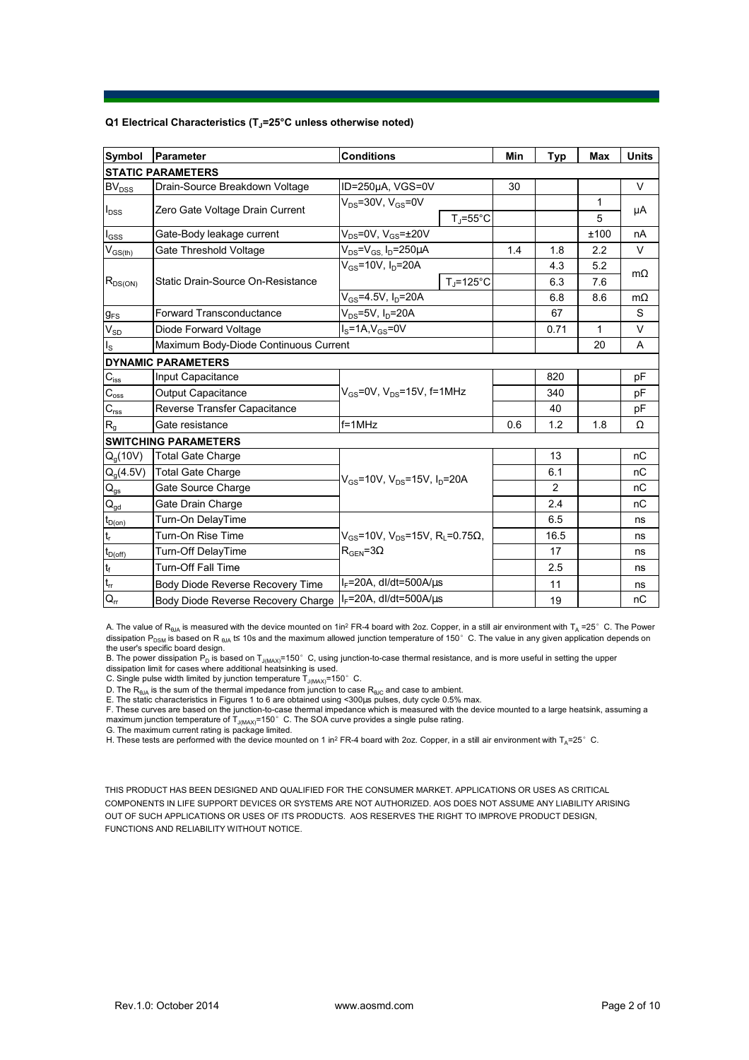### Q1 Electrical Characteristics ($T_J$=25°C unless otherwise noted)

| Symbol | Parameter | Conditions | | Min | Typ | Max | Units |
|---|---|---|---|---|---|---|---|
| **STATIC PARAMETERS** | | | | | | | |
| $BV_{DSS}$ | Drain-Source Breakdown Voltage | ID=250µA, VGS=0V | | 30 | | | V |
| $I_{DSS}$ | Zero Gate Voltage Drain Current | $V_{DS}$=30V, $V_{GS}$=0V | | | | 1 | µA |
| | | | $T_J$=55°C | | | 5 | |
| $I_{GSS}$ | Gate-Body leakage current | $V_{DS}$=0V, $V_{GS}$=±20V | | | | ±100 | nA |
| $V_{GS(th)}$ | Gate Threshold Voltage | $V_{DS}$=$V_{GS}$, $I_D$=250µA | | 1.4 | 1.8 | 2.2 | V |
| $R_{DS(ON)}$ | Static Drain-Source On-Resistance | $V_{GS}$=10V, $I_D$=20A | | | 4.3 | 5.2 | mΩ |
| | | | $T_J$=125°C | | 6.3 | 7.6 | |
| | | $V_{GS}$=4.5V, $I_D$=20A | | | 6.8 | 8.6 | mΩ |
| $g_{FS}$ | Forward Transconductance | $V_{DS}$=5V, $I_D$=20A | | | 67 | | S |
| $V_{SD}$ | Diode Forward Voltage | $I_S$=1A,$V_{GS}$=0V | | | 0.71 | 1 | V |
| $I_S$ | Maximum Body-Diode Continuous Current | | | | | 20 | A |
| **DYNAMIC PARAMETERS** | | | | | | | |
| $C_{iss}$ | Input Capacitance | $V_{GS}$=0V, $V_{DS}$=15V, f=1MHz | | | 820 | | pF |
| $C_{oss}$ | Output Capacitance | | | | 340 | | pF |
| $C_{rss}$ | Reverse Transfer Capacitance | | | | 40 | | pF |
| $R_g$ | Gate resistance | f=1MHz | | 0.6 | 1.2 | 1.8 | Ω |
| **SWITCHING PARAMETERS** | | | | | | | |
| $Q_g$(10V) | Total Gate Charge | $V_{GS}$=10V, $V_{DS}$=15V, $I_D$=20A | | | 13 | | nC |
| $Q_g$(4.5V) | Total Gate Charge | | | | 6.1 | | nC |
| $Q_{gs}$ | Gate Source Charge | | | | 2 | | nC |
| $Q_{gd}$ | Gate Drain Charge | | | | 2.4 | | nC |
| $t_{D(on)}$ | Turn-On DelayTime | $V_{GS}$=10V, $V_{DS}$=15V, $R_L$=0.75Ω, $R_{GEN}$=3Ω | | | 6.5 | | ns |
| $t_r$ | Turn-On Rise Time | | | | 16.5 | | ns |
| $t_{D(off)}$ | Turn-Off DelayTime | | | | 17 | | ns |
| $t_f$ | Turn-Off Fall Time | | | | 2.5 | | ns |
| $t_{rr}$ | Body Diode Reverse Recovery Time | $I_F$=20A, dI/dt=500A/µs | | | 11 | | ns |
| $Q_{rr}$ | Body Diode Reverse Recovery Charge | $I_F$=20A, dI/dt=500A/µs | | | 19 | | nC |

A. The value of $R_{\theta JA}$ is measured with the device mounted on 1in² FR-4 board with 2oz. Copper, in a still air environment with $T_A$ =25° C. The Power dissipation $P_{DSM}$ is based on R $_{\theta JA}$ t≤ 10s and the maximum allowed junction temperature of 150° C. The value in any given application depends on the user's specific board design.

B. The power dissipation $P_D$ is based on $T_{J(MAX)}$=150° C, using junction-to-case thermal resistance, and is more useful in setting the upper dissipation limit for cases where additional heatsinking is used.

C. Single pulse width limited by junction temperature $T_{J(MAX)}$=150° C.

D. The $R_{\theta JA}$ is the sum of the thermal impedance from junction to case $R_{\theta JC}$ and case to ambient.

E. The static characteristics in Figures 1 to 6 are obtained using <300µs pulses, duty cycle 0.5% max.

F. These curves are based on the junction-to-case thermal impedance which is measured with the device mounted to a large heatsink, assuming a maximum junction temperature of $T_{J(MAX)}$=150° C. The SOA curve provides a single pulse rating.

G. The maximum current rating is package limited.

H. These tests are performed with the device mounted on 1 in² FR-4 board with 2oz. Copper, in a still air environment with $T_A$=25° C.

THIS PRODUCT HAS BEEN DESIGNED AND QUALIFIED FOR THE CONSUMER MARKET. APPLICATIONS OR USES AS CRITICAL COMPONENTS IN LIFE SUPPORT DEVICES OR SYSTEMS ARE NOT AUTHORIZED. AOS DOES NOT ASSUME ANY LIABILITY ARISING OUT OF SUCH APPLICATIONS OR USES OF ITS PRODUCTS. AOS RESERVES THE RIGHT TO IMPROVE PRODUCT DESIGN, FUNCTIONS AND RELIABILITY WITHOUT NOTICE.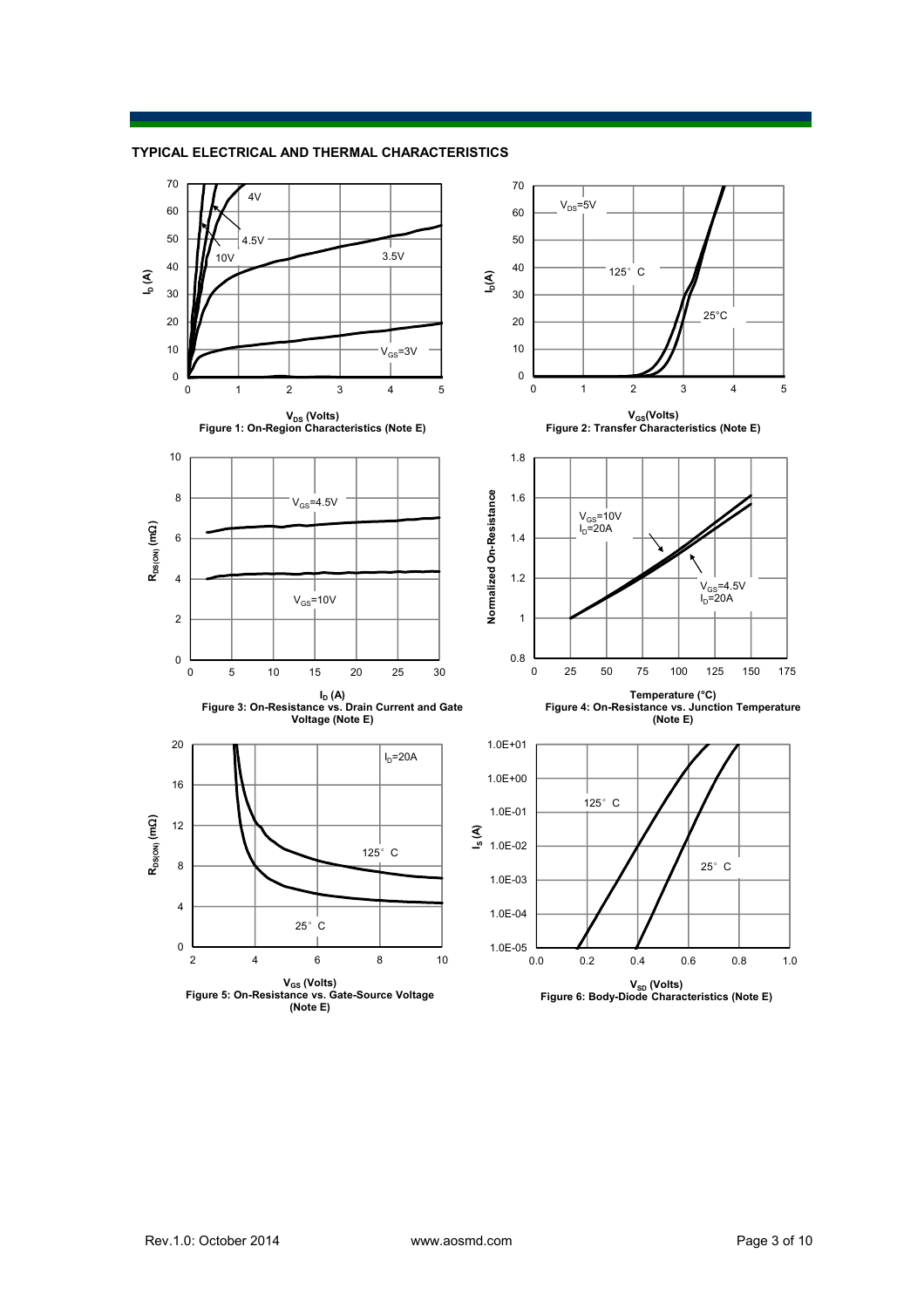## TYPICAL ELECTRICAL AND THERMAL CHARACTERISTICS

Figure 1: On-Region Characteristics (Note E)

Figure 2: Transfer Characteristics (Note E)

Figure 3: On-Resistance vs. Drain Current and Gate Voltage (Note E)

Figure 4: On-Resistance vs. Junction Temperature (Note E)

Figure 5: On-Resistance vs. Gate-Source Voltage (Note E)

Figure 6: Body-Diode Characteristics (Note E)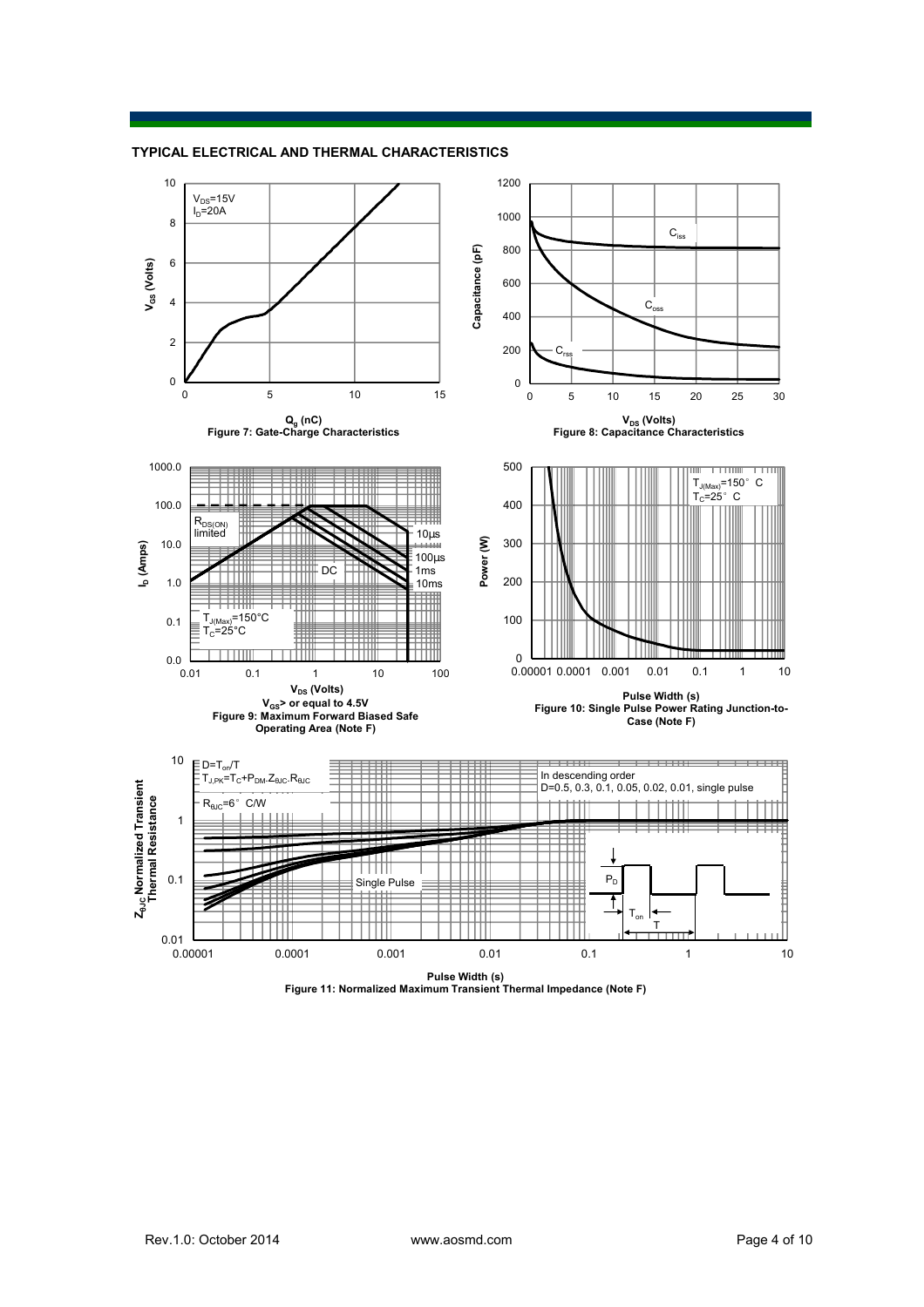## TYPICAL ELECTRICAL AND THERMAL CHARACTERISTICS

$V_{DS}$=15V
$I_D$=20A

$V_{GS}$ (Volts)

$Q_g$ (nC)

**Figure 7: Gate-Charge Characteristics**

$C_{iss}$

$C_{oss}$

$C_{rss}$

Capacitance (pF)

$V_{DS}$ (Volts)

**Figure 8: Capacitance Characteristics**

$R_{DS(ON)}$ limited

10µs

100µs

1ms

10ms

DC

$T_{J(Max)}$=150°C
$T_C$=25°C

$I_D$ (Amps)

$V_{DS}$ (Volts)

**$V_{GS}$> or equal to 4.5V**
**Figure 9: Maximum Forward Biased Safe Operating Area (Note F)**

$T_{J(Max)}$=150°C
$T_C$=25°C

Power (W)

Pulse Width (s)

**Figure 10: Single Pulse Power Rating Junction-to-Case (Note F)**

$D=T_{on}/T$
$T_{J,PK}=T_C+P_{DM}.Z_{\theta JC}.R_{\theta JC}$

$R_{\theta JC}$=6°C/W

In descending order
D=0.5, 0.3, 0.1, 0.05, 0.02, 0.01, single pulse

Single Pulse

$P_D$

$T_{on}$

T

$Z_{\theta JC}$ Normalized Transient Thermal Resistance

Pulse Width (s)

**Figure 11: Normalized Maximum Transient Thermal Impedance (Note F)**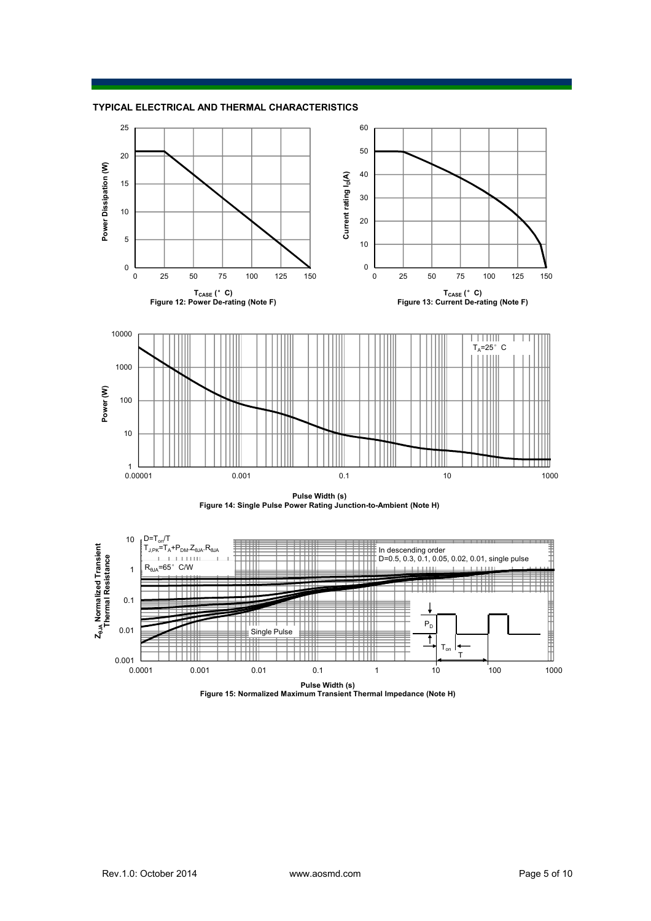## TYPICAL ELECTRICAL AND THERMAL CHARACTERISTICS

Power Dissipation (W)

$T_{CASE}$ (°C)

Figure 12: Power De-rating (Note F)

Current rating $I_D$(A)

$T_{CASE}$ (°C)

Figure 13: Current De-rating (Note F)

$T_A$=25°C

Power (W)

Pulse Width (s)

Figure 14: Single Pulse Power Rating Junction-to-Ambient (Note H)

$D=T_{on}/T$

$T_{J,PK}=T_A+P_{DM}.Z_{\theta JA}.R_{\theta JA}$

$R_{\theta JA}$=65°C/W

In descending order

D=0.5, 0.3, 0.1, 0.05, 0.02, 0.01, single pulse

Single Pulse

$P_D$

$T_{on}$

T

$Z_{\theta JA}$ Normalized Transient Thermal Resistance

Pulse Width (s)

Figure 15: Normalized Maximum Transient Thermal Impedance (Note H)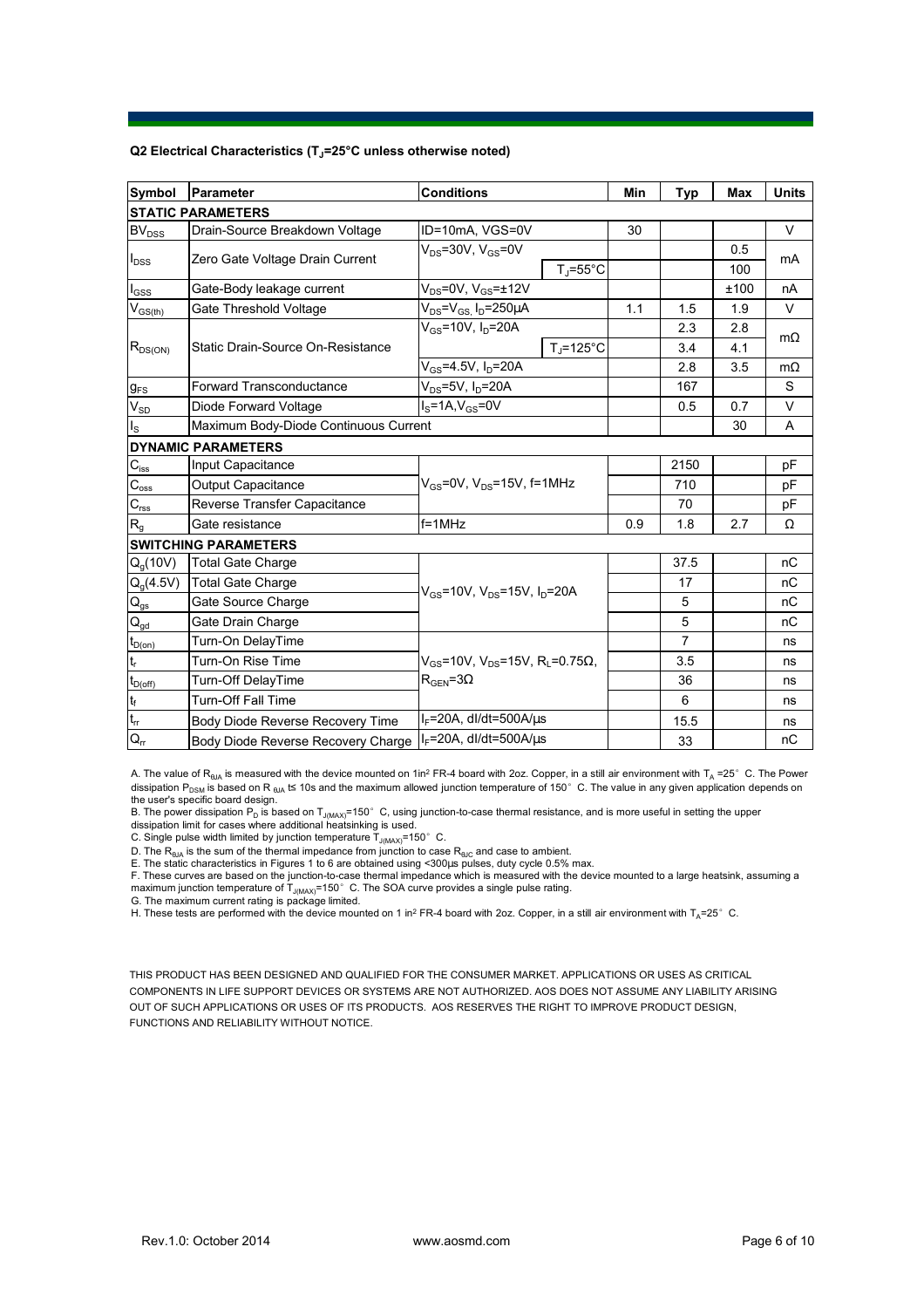**Q2 Electrical Characteristics ($T_J$=25°C unless otherwise noted)**

| Symbol | Parameter | Conditions | | Min | Typ | Max | Units |
|---|---|---|---|---|---|---|---|
| **STATIC PARAMETERS** | | | | | | | |
| $BV_{DSS}$ | Drain-Source Breakdown Voltage | ID=10mA, VGS=0V | | 30 | | | V |
| $I_{DSS}$ | Zero Gate Voltage Drain Current | $V_{DS}$=30V, $V_{GS}$=0V | | | | 0.5 | mA |
| | | | $T_J$=55°C | | | 100 | |
| $I_{GSS}$ | Gate-Body leakage current | $V_{DS}$=0V, $V_{GS}$=±12V | | | | ±100 | nA |
| $V_{GS(th)}$ | Gate Threshold Voltage | $V_{DS}$=$V_{GS}$, $I_D$=250µA | | 1.1 | 1.5 | 1.9 | V |
| $R_{DS(ON)}$ | Static Drain-Source On-Resistance | $V_{GS}$=10V, $I_D$=20A | | | 2.3 | 2.8 | mΩ |
| | | | $T_J$=125°C | | 3.4 | 4.1 | |
| | | $V_{GS}$=4.5V, $I_D$=20A | | | 2.8 | 3.5 | mΩ |
| $g_{FS}$ | Forward Transconductance | $V_{DS}$=5V, $I_D$=20A | | | 167 | | S |
| $V_{SD}$ | Diode Forward Voltage | $I_S$=1A,$V_{GS}$=0V | | | 0.5 | 0.7 | V |
| $I_S$ | Maximum Body-Diode Continuous Current | | | | | 30 | A |
| **DYNAMIC PARAMETERS** | | | | | | | |
| $C_{iss}$ | Input Capacitance | $V_{GS}$=0V, $V_{DS}$=15V, f=1MHz | | | 2150 | | pF |
| $C_{oss}$ | Output Capacitance | | | | 710 | | pF |
| $C_{rss}$ | Reverse Transfer Capacitance | | | | 70 | | pF |
| $R_g$ | Gate resistance | f=1MHz | | 0.9 | 1.8 | 2.7 | Ω |
| **SWITCHING PARAMETERS** | | | | | | | |
| $Q_g$(10V) | Total Gate Charge | $V_{GS}$=10V, $V_{DS}$=15V, $I_D$=20A | | | 37.5 | | nC |
| $Q_g$(4.5V) | Total Gate Charge | | | | 17 | | nC |
| $Q_{gs}$ | Gate Source Charge | | | | 5 | | nC |
| $Q_{gd}$ | Gate Drain Charge | | | | 5 | | nC |
| $t_{D(on)}$ | Turn-On DelayTime | $V_{GS}$=10V, $V_{DS}$=15V, $R_L$=0.75Ω, $R_{GEN}$=3Ω | | | 7 | | ns |
| $t_r$ | Turn-On Rise Time | | | | 3.5 | | ns |
| $t_{D(off)}$ | Turn-Off DelayTime | | | | 36 | | ns |
| $t_f$ | Turn-Off Fall Time | | | | 6 | | ns |
| $t_{rr}$ | Body Diode Reverse Recovery Time | $I_F$=20A, dI/dt=500A/µs | | | 15.5 | | ns |
| $Q_{rr}$ | Body Diode Reverse Recovery Charge | $I_F$=20A, dI/dt=500A/µs | | | 33 | | nC |

A. The value of $R_{\theta JA}$ is measured with the device mounted on 1in² FR-4 board with 2oz. Copper, in a still air environment with $T_A$ =25° C. The Power dissipation $P_{DSM}$ is based on $R_{\theta JA}$ t≤ 10s and the maximum allowed junction temperature of 150° C. The value in any given application depends on the user's specific board design.

B. The power dissipation $P_D$ is based on $T_{J(MAX)}$=150° C, using junction-to-case thermal resistance, and is more useful in setting the upper dissipation limit for cases where additional heatsinking is used.

C. Single pulse width limited by junction temperature $T_{J(MAX)}$=150° C.

D. The $R_{\theta JA}$ is the sum of the thermal impedance from junction to case $R_{\theta JC}$ and case to ambient.

E. The static characteristics in Figures 1 to 6 are obtained using <300µs pulses, duty cycle 0.5% max.

F. These curves are based on the junction-to-case thermal impedance which is measured with the device mounted to a large heatsink, assuming a maximum junction temperature of $T_{J(MAX)}$=150° C. The SOA curve provides a single pulse rating.

G. The maximum current rating is package limited.

H. These tests are performed with the device mounted on 1 in² FR-4 board with 2oz. Copper, in a still air environment with $T_A$=25° C.

THIS PRODUCT HAS BEEN DESIGNED AND QUALIFIED FOR THE CONSUMER MARKET. APPLICATIONS OR USES AS CRITICAL COMPONENTS IN LIFE SUPPORT DEVICES OR SYSTEMS ARE NOT AUTHORIZED. AOS DOES NOT ASSUME ANY LIABILITY ARISING OUT OF SUCH APPLICATIONS OR USES OF ITS PRODUCTS. AOS RESERVES THE RIGHT TO IMPROVE PRODUCT DESIGN, FUNCTIONS AND RELIABILITY WITHOUT NOTICE.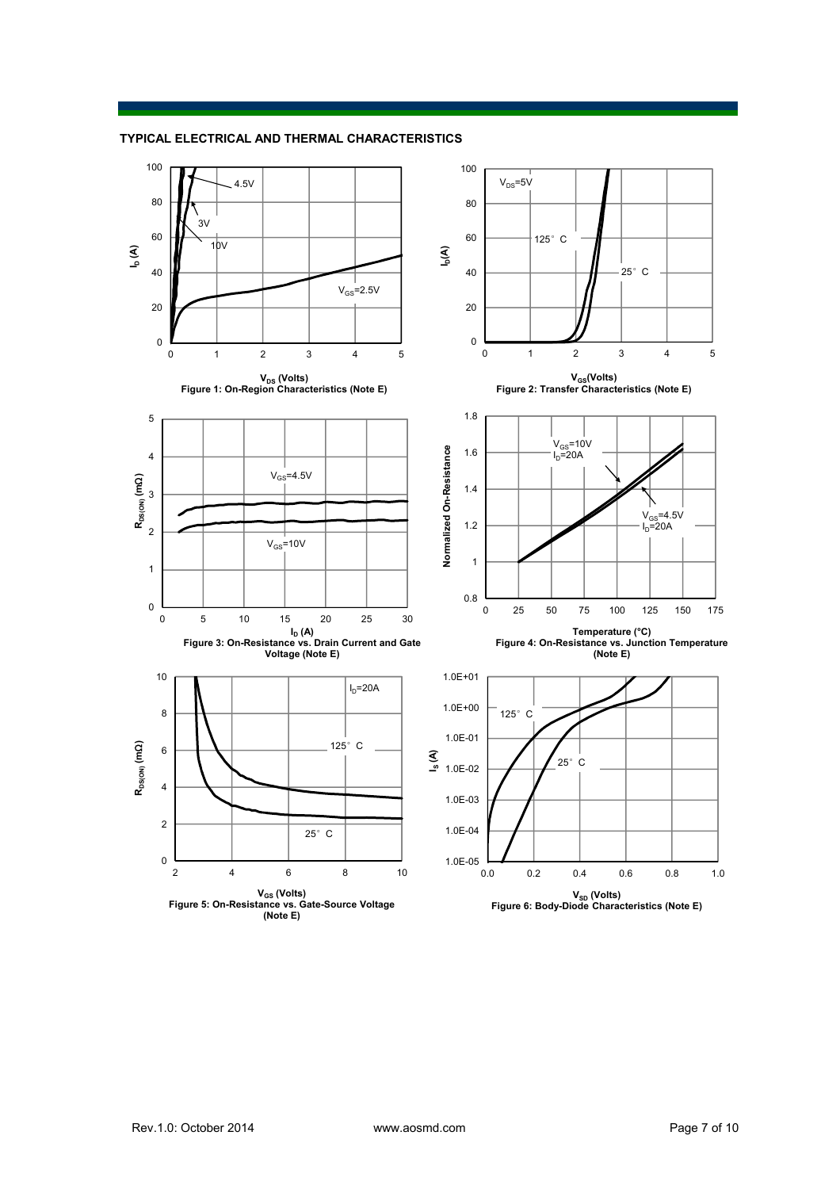## TYPICAL ELECTRICAL AND THERMAL CHARACTERISTICS

Figure 1: On-Region Characteristics (Note E)

Figure 2: Transfer Characteristics (Note E)

Figure 3: On-Resistance vs. Drain Current and Gate Voltage (Note E)

Figure 4: On-Resistance vs. Junction Temperature (Note E)

Figure 5: On-Resistance vs. Gate-Source Voltage (Note E)

Figure 6: Body-Diode Characteristics (Note E)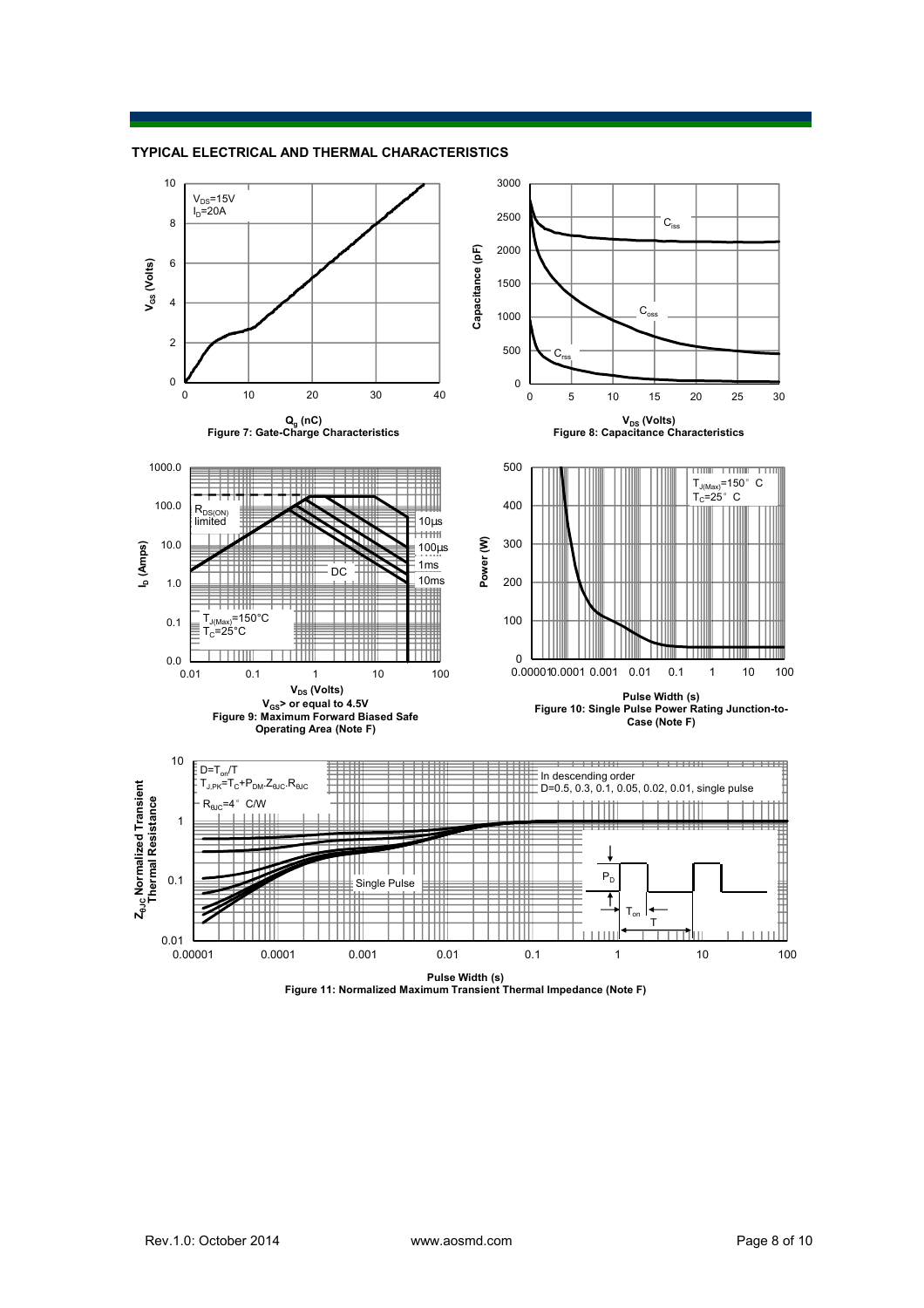## TYPICAL ELECTRICAL AND THERMAL CHARACTERISTICS

$V_{DS}$=15V
$I_D$=20A

$V_{GS}$ (Volts)

$Q_g$ (nC)

Figure 7: Gate-Charge Characteristics

$C_{iss}$

$C_{oss}$

$C_{rss}$

Capacitance (pF)

$V_{DS}$ (Volts)

Figure 8: Capacitance Characteristics

$R_{DS(ON)}$ limited

10µs

100µs

1ms

10ms

DC

$T_{J(Max)}$=150°C
$T_C$=25°C

$I_D$ (Amps)

$V_{DS}$ (Volts)

$V_{GS}$> or equal to 4.5V

Figure 9: Maximum Forward Biased Safe Operating Area (Note F)

$T_{J(Max)}$=150° C
$T_C$=25° C

Power (W)

Pulse Width (s)

Figure 10: Single Pulse Power Rating Junction-to-Case (Note F)

$D=T_{on}/T$
$T_{J,PK}=T_C+P_{DM}.Z_{\theta JC}.R_{\theta JC}$
$R_{\theta JC}$=4° C/W

In descending order
D=0.5, 0.3, 0.1, 0.05, 0.02, 0.01, single pulse

Single Pulse

$P_D$

$T_{on}$

T

$Z_{\theta JC}$ Normalized Transient Thermal Resistance

Pulse Width (s)

Figure 11: Normalized Maximum Transient Thermal Impedance (Note F)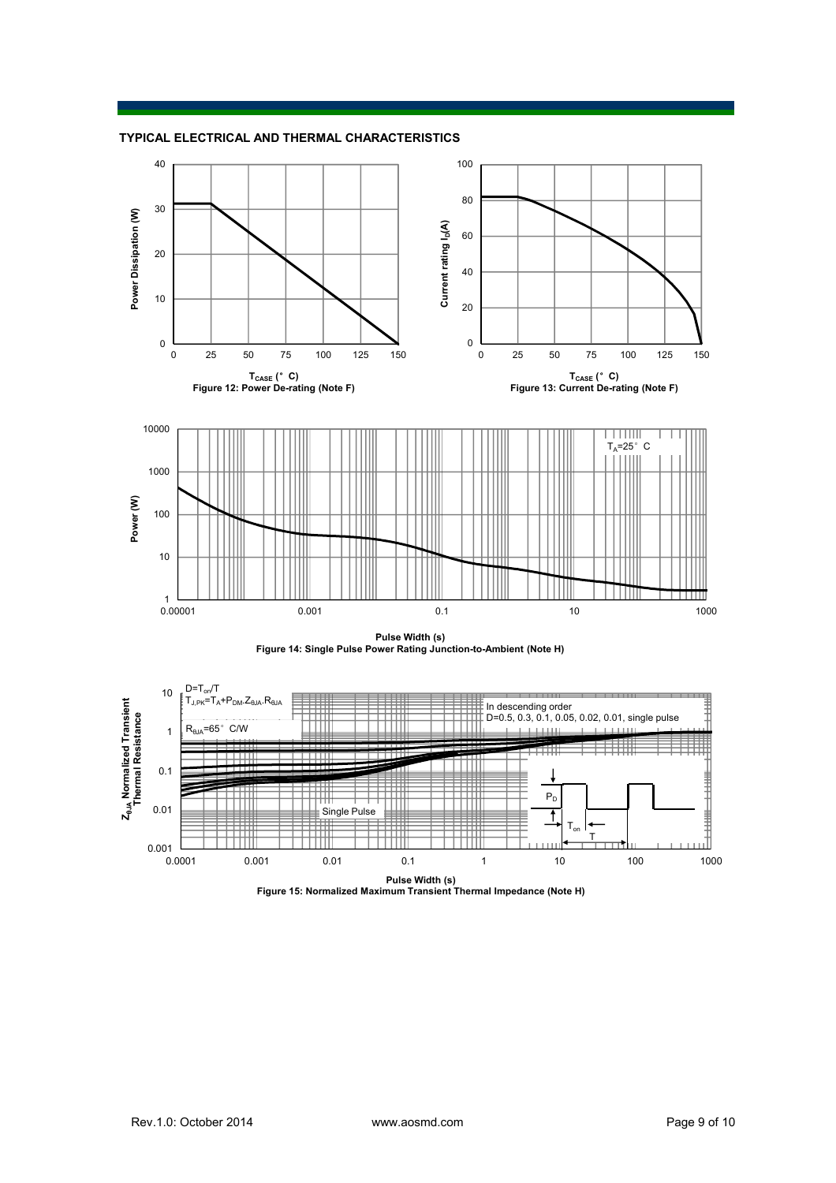## TYPICAL ELECTRICAL AND THERMAL CHARACTERISTICS

Figure 12: Power De-rating (Note F)

Figure 13: Current De-rating (Note F)

Figure 14: Single Pulse Power Rating Junction-to-Ambient (Note H)

Figure 15: Normalized Maximum Transient Thermal Impedance (Note H)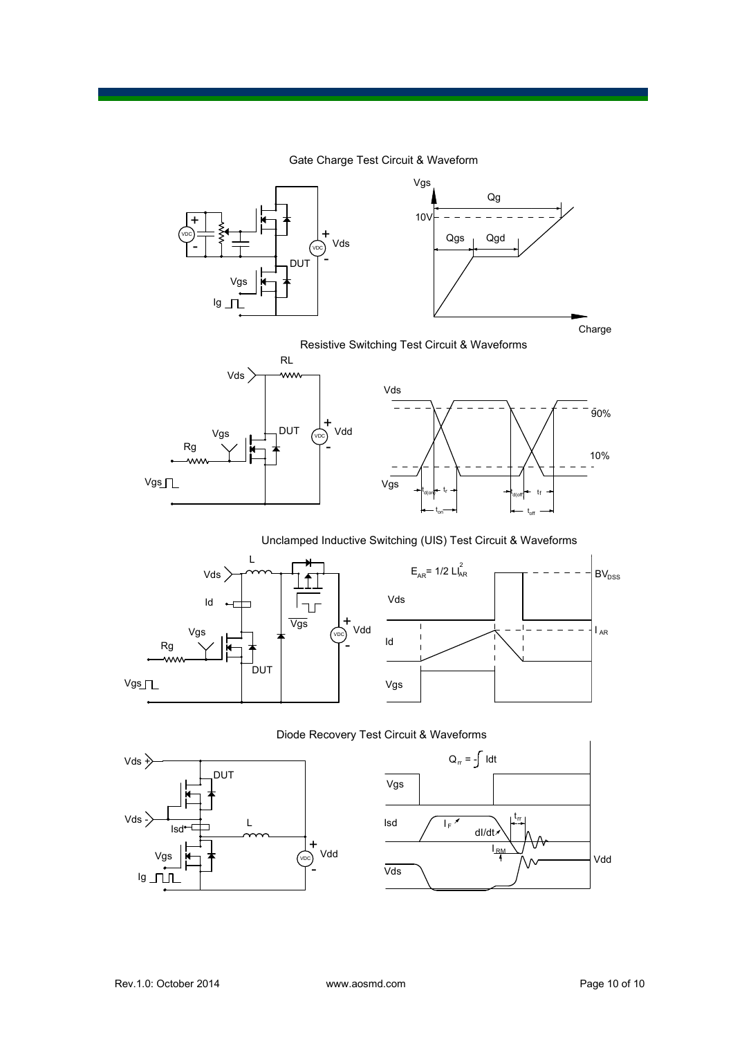Gate Charge Test Circuit & Waveform

VDC
+
-
Vds
+
-
VDC
DUT
Vgs
Ig

Vgs
10V
Qg
Qgs
Qgd
Charge

Resistive Switching Test Circuit & Waveforms

RL
Vds
Vgs
DUT
Rg
VDC
Vdd
+
-
Vgs

Vds
90%
10%
Vgs
$t_{d(on)}$
$t_r$
$t_{on}$
$t_{d(off)}$
$t_f$
$t_{off}$

Unclamped Inductive Switching (UIS) Test Circuit & Waveforms

L
Vds
Id
Vgs
Rg
Vgs
DUT
$\overline{Vgs}$
VDC
Vdd
+
-

$E_{AR} = 1/2\ LI_{AR}^2$
$BV_{DSS}$
Vds
Id
$I_{AR}$
Vgs

Diode Recovery Test Circuit & Waveforms

Vds +
DUT
Vds -
Isd
L
Vgs
Ig
VDC
Vdd
+
-

$Q_{rr} = -\int Idt$
Vgs
Isd
$I_F$
dI/dt
$t_{rr}$
$I_{RM}$
Vds
Vdd